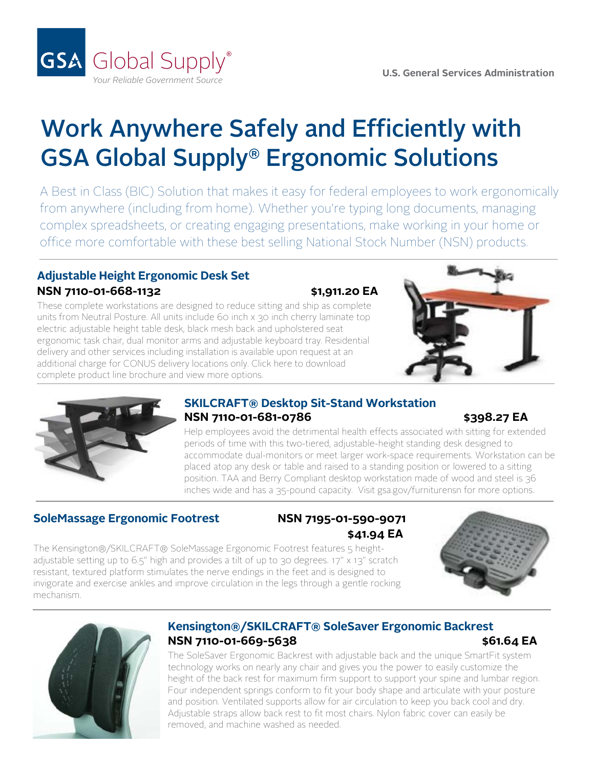GSA Global Supply®

*Your Reliable Government Source*

U.S. General Services Administration

# Work Anywhere Safely and Efficiently with GSA Global Supply® Ergonomic Solutions

A Best in Class (BIC) Solution that makes it easy for federal employees to work ergonomically from anywhere (including from home). Whether you're typing long documents, managing complex spreadsheets, or creating engaging presentations, make working in your home or office more comfortable with these best selling National Stock Number (NSN) products.

## Adjustable Height Ergonomic Desk Set

**NSN 7110-01-668-1132** **$1,911.20 EA**

These complete workstations are designed to reduce sitting and ship as complete units from Neutral Posture. All units include 60 inch x 30 inch cherry laminate top electric adjustable height table desk, black mesh back and upholstered seat ergonomic task chair, dual monitor arms and adjustable keyboard tray. Residential delivery and other services including installation is available upon request at an additional charge for CONUS delivery locations only. Click here to download complete product line brochure and view more options.

## SKILCRAFT® Desktop Sit-Stand Workstation

**NSN 7110-01-681-0786** **$398.27 EA**

Help employees avoid the detrimental health effects associated with sitting for extended periods of time with this two-tiered, adjustable-height standing desk designed to accommodate dual-monitors or meet larger work-space requirements. Workstation can be placed atop any desk or table and raised to a standing position or lowered to a sitting position. TAA and Berry Compliant desktop workstation made of wood and steel is 36 inches wide and has a 35-pound capacity. Visit gsa.gov/furniturensn for more options.

## SoleMassage Ergonomic Footrest

**NSN 7195-01-590-9071** **$41.94 EA**

The Kensington®/SKILCRAFT® SoleMassage Ergonomic Footrest features 5 height-adjustable setting up to 6.5" high and provides a tilt of up to 30 degrees. 17" x 13" scratch resistant, textured platform stimulates the nerve endings in the feet and is designed to invigorate and exercise ankles and improve circulation in the legs through a gentle rocking mechanism.

## Kensington®/SKILCRAFT® SoleSaver Ergonomic Backrest

**NSN 7110-01-669-5638** **$61.64 EA**

The SoleSaver Ergonomic Backrest with adjustable back and the unique SmartFit system technology works on nearly any chair and gives you the power to easily customize the height of the back rest for maximum firm support to support your spine and lumbar region. Four independent springs conform to fit your body shape and articulate with your posture and position. Ventilated supports allow for air circulation to keep you back cool and dry. Adjustable straps allow back rest to fit most chairs. Nylon fabric cover can easily be removed, and machine washed as needed.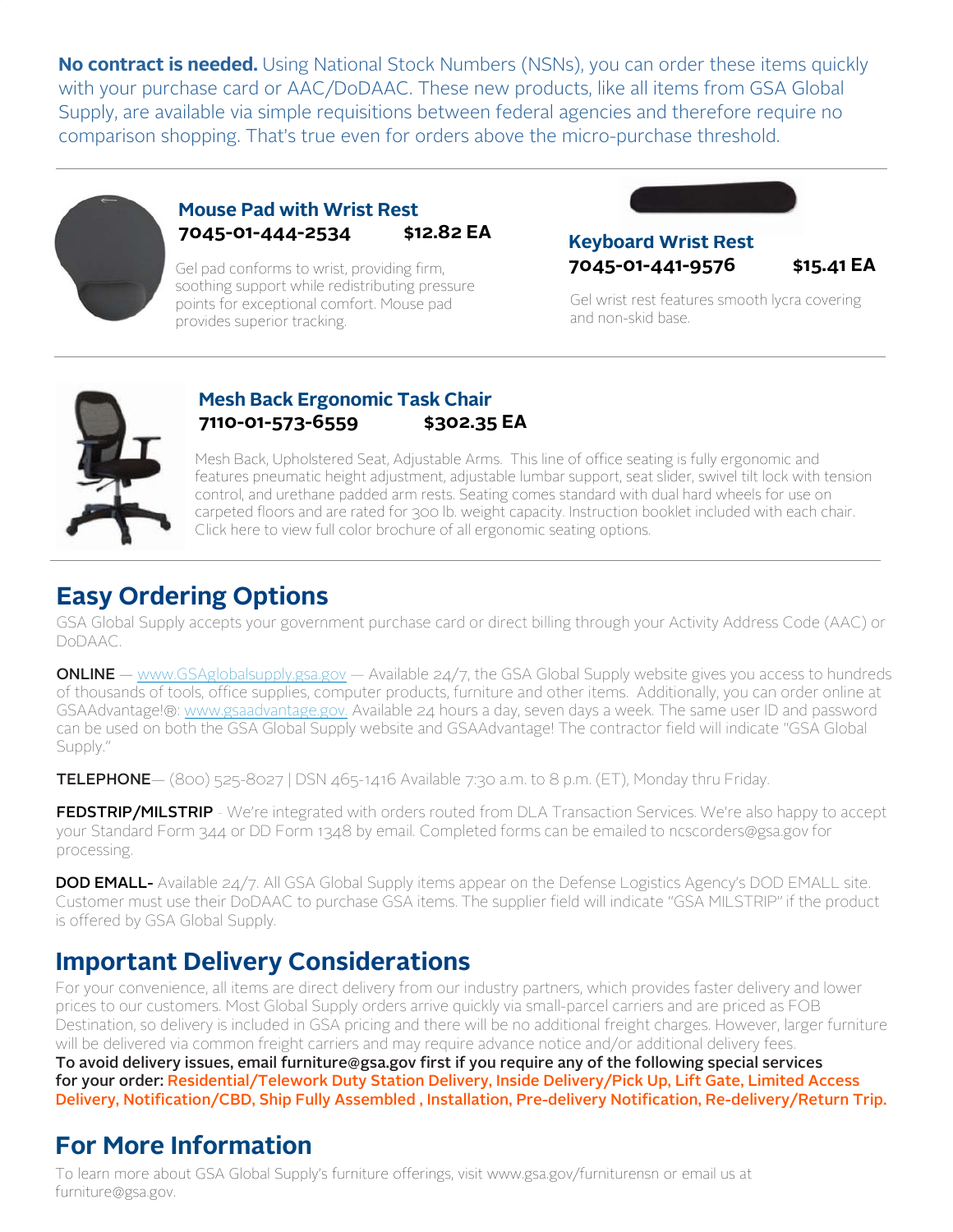**No contract is needed.** Using National Stock Numbers (NSNs), you can order these items quickly with your purchase card or AAC/DoDAAC. These new products, like all items from GSA Global Supply, are available via simple requisitions between federal agencies and therefore require no comparison shopping. That's true even for orders above the micro-purchase threshold.

### Mouse Pad with Wrist Rest

**7045-01-444-2534 $12.82 EA**

Gel pad conforms to wrist, providing firm, soothing support while redistributing pressure points for exceptional comfort. Mouse pad provides superior tracking.

### Keyboard Wrist Rest

**7045-01-441-9576 $15.41 EA**

Gel wrist rest features smooth lycra covering and non-skid base.

### Mesh Back Ergonomic Task Chair

**7110-01-573-6559 $302.35 EA**

Mesh Back, Upholstered Seat, Adjustable Arms. This line of office seating is fully ergonomic and features pneumatic height adjustment, adjustable lumbar support, seat slider, swivel tilt lock with tension control, and urethane padded arm rests. Seating comes standard with dual hard wheels for use on carpeted floors and are rated for 300 lb. weight capacity. Instruction booklet included with each chair. Click here to view full color brochure of all ergonomic seating options.

## Easy Ordering Options

GSA Global Supply accepts your government purchase card or direct billing through your Activity Address Code (AAC) or DoDAAC.

**ONLINE** — www.GSAglobalsupply.gsa.gov — Available 24/7, the GSA Global Supply website gives you access to hundreds of thousands of tools, office supplies, computer products, furniture and other items. Additionally, you can order online at GSAAdvantage!®: www.gsaadvantage.gov. Available 24 hours a day, seven days a week. The same user ID and password can be used on both the GSA Global Supply website and GSAAdvantage! The contractor field will indicate "GSA Global Supply."

**TELEPHONE**— (800) 525-8027 | DSN 465-1416 Available 7:30 a.m. to 8 p.m. (ET), Monday thru Friday.

**FEDSTRIP/MILSTRIP** - We're integrated with orders routed from DLA Transaction Services. We're also happy to accept your Standard Form 344 or DD Form 1348 by email. Completed forms can be emailed to ncscorders@gsa.gov for processing.

**DOD EMALL-** Available 24/7. All GSA Global Supply items appear on the Defense Logistics Agency's DOD EMALL site. Customer must use their DoDAAC to purchase GSA items. The supplier field will indicate "GSA MILSTRIP" if the product is offered by GSA Global Supply.

## Important Delivery Considerations

For your convenience, all items are direct delivery from our industry partners, which provides faster delivery and lower prices to our customers. Most Global Supply orders arrive quickly via small-parcel carriers and are priced as FOB Destination, so delivery is included in GSA pricing and there will be no additional freight charges. However, larger furniture will be delivered via common freight carriers and may require advance notice and/or additional delivery fees.

**To avoid delivery issues, email furniture@gsa.gov first if you require any of the following special services for your order: Residential/Telework Duty Station Delivery, Inside Delivery/Pick Up, Lift Gate, Limited Access Delivery, Notification/CBD, Ship Fully Assembled , Installation, Pre-delivery Notification, Re-delivery/Return Trip.**

## For More Information

To learn more about GSA Global Supply's furniture offerings, visit www.gsa.gov/furniturensn or email us at furniture@gsa.gov.